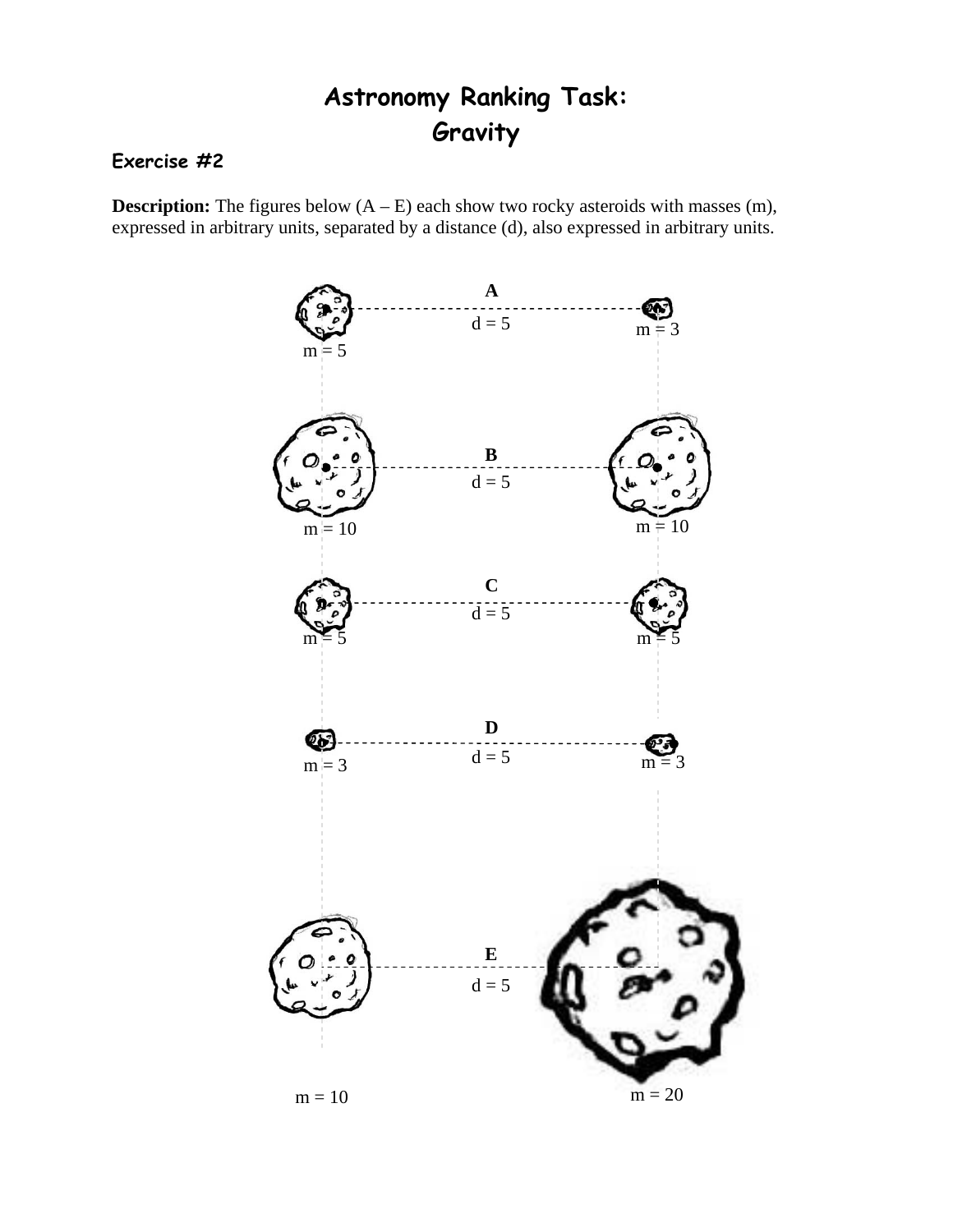# Astronomy Ranking Task: Gravity

### Exercise #2

**Description:** The figures below (A – E) each show two rocky asteroids with masses (m), expressed in arbitrary units, separated by a distance (d), also expressed in arbitrary units.

**A**
m = 5 — d = 5 — m = 3

**B**
m = 10 — d = 5 — m = 10

**C**
m = 5 — d = 5 — m = 5

**D**
m = 3 — d = 5 — m = 3

**E**
m = 10 — d = 5 — m = 20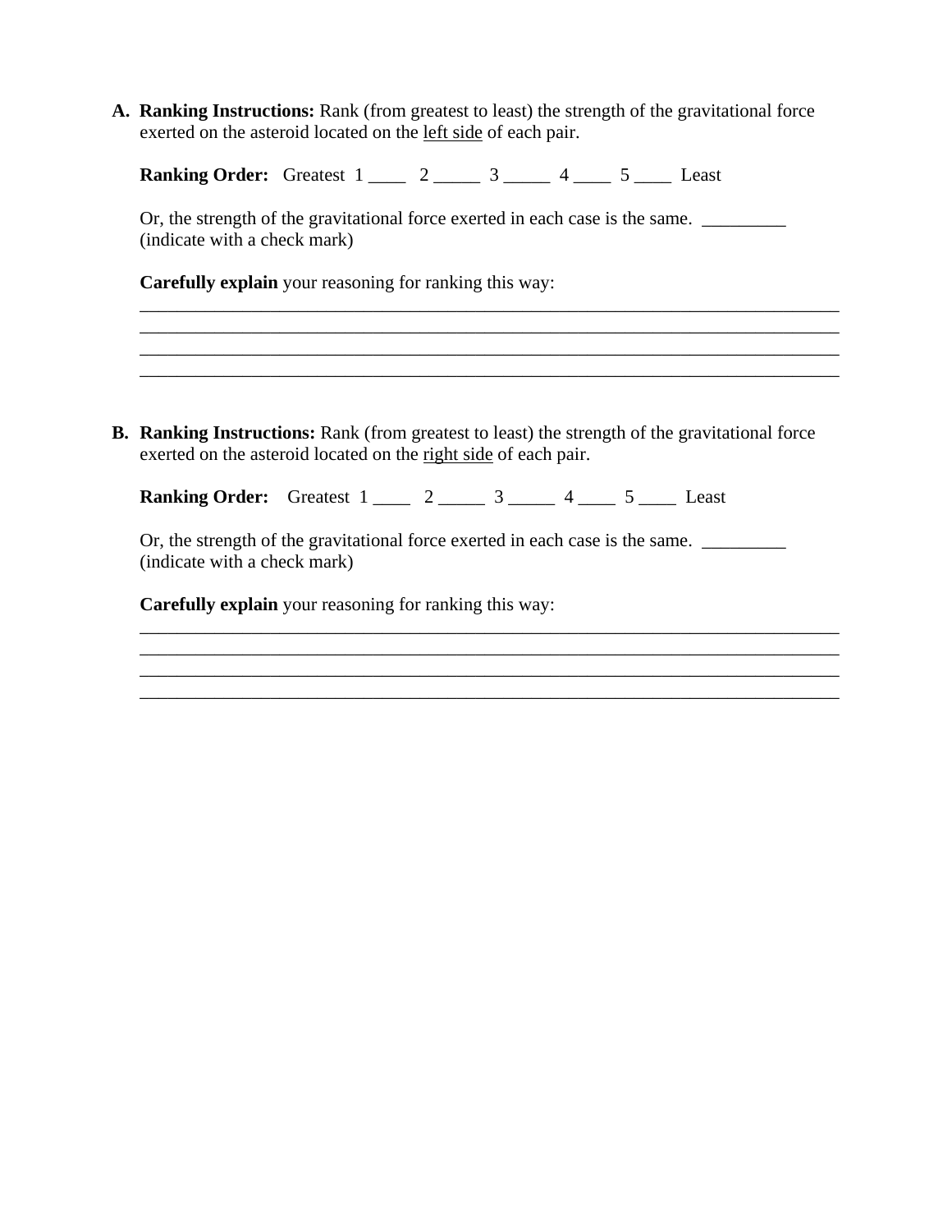A. **Ranking Instructions:** Rank (from greatest to least) the strength of the gravitational force exerted on the asteroid located on the <u>left side</u> of each pair.

   **Ranking Order:** Greatest 1 ____ 2 _____ 3 _____ 4 ____ 5 ____ Least

   Or, the strength of the gravitational force exerted in each case is the same. _________ (indicate with a check mark)

   **Carefully explain** your reasoning for ranking this way:
   ___________________________________________________________________________
   ___________________________________________________________________________
   ___________________________________________________________________________
   ___________________________________________________________________________

B. **Ranking Instructions:** Rank (from greatest to least) the strength of the gravitational force exerted on the asteroid located on the <u>right side</u> of each pair.

   **Ranking Order:** Greatest 1 ____ 2 _____ 3 _____ 4 ____ 5 ____ Least

   Or, the strength of the gravitational force exerted in each case is the same. _________ (indicate with a check mark)

   **Carefully explain** your reasoning for ranking this way:
   ___________________________________________________________________________
   ___________________________________________________________________________
   ___________________________________________________________________________
   ___________________________________________________________________________